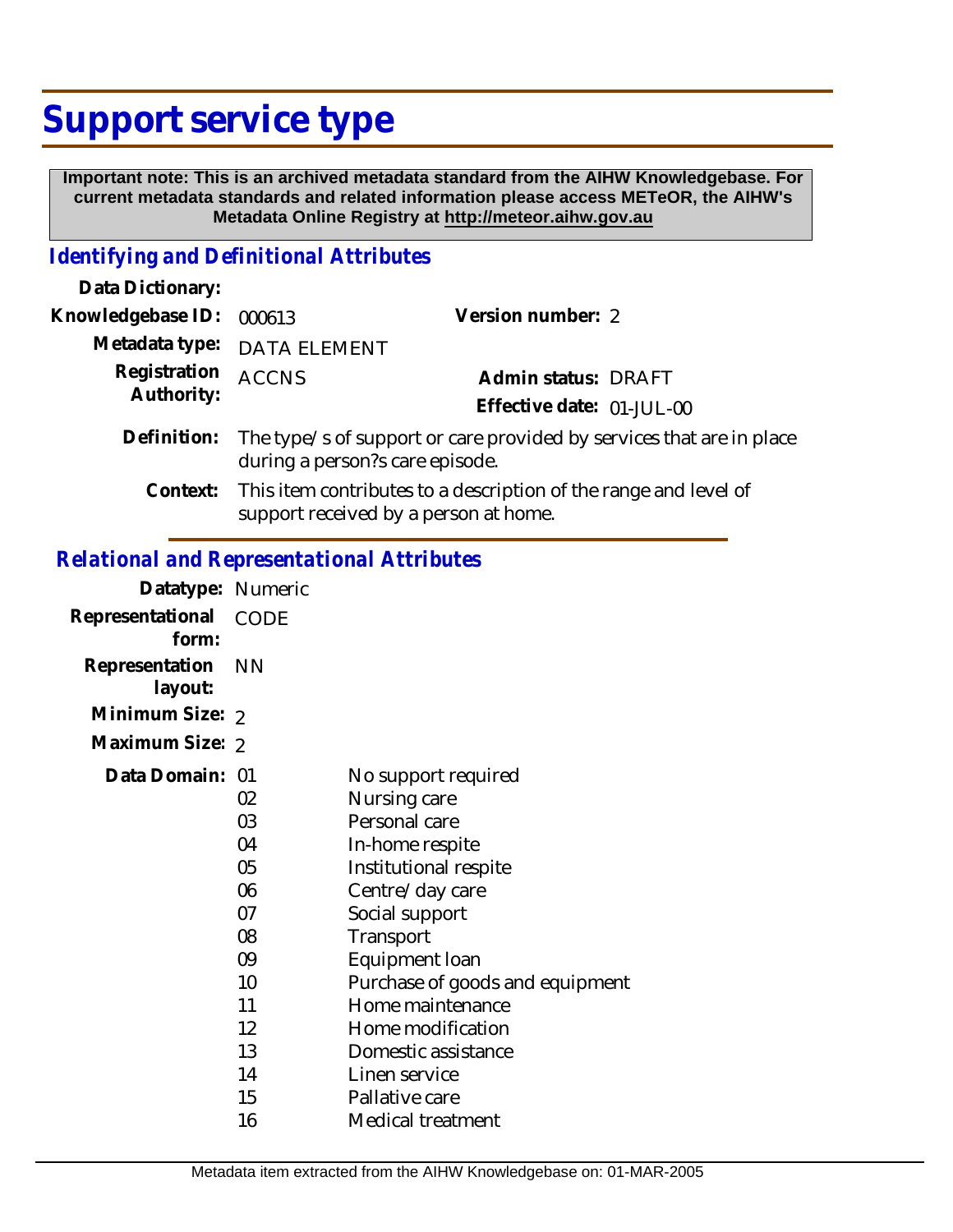# Support service type

**Important note: This is an archived metadata standard from the AIHW Knowledgebase. For current metadata standards and related information please access METeOR, the AIHW's Metadata Online Registry at http://meteor.aihw.gov.au**

## *Identifying and Definitional Attributes*

**Data Dictionary:**

**Knowledgebase ID:** 000613 **Version number:** 2

**Metadata type:** DATA ELEMENT

**Registration Authority:** ACCNS **Admin status:** DRAFT

**Effective date:** 01-JUL-00

**Definition:** The type/s of support or care provided by services that are in place during a person?s care episode.

**Context:** This item contributes to a description of the range and level of support received by a person at home.

## *Relational and Representational Attributes*

**Datatype:** Numeric

**Representational form:** CODE

**Representation layout:** NN

**Minimum Size:** 2

**Maximum Size:** 2

**Data Domain:**

| Code | Description |
|---|---|
| 01 | No support required |
| 02 | Nursing care |
| 03 | Personal care |
| 04 | In-home respite |
| 05 | Institutional respite |
| 06 | Centre/day care |
| 07 | Social support |
| 08 | Transport |
| 09 | Equipment loan |
| 10 | Purchase of goods and equipment |
| 11 | Home maintenance |
| 12 | Home modification |
| 13 | Domestic assistance |
| 14 | Linen service |
| 15 | Pallative care |
| 16 | Medical treatment |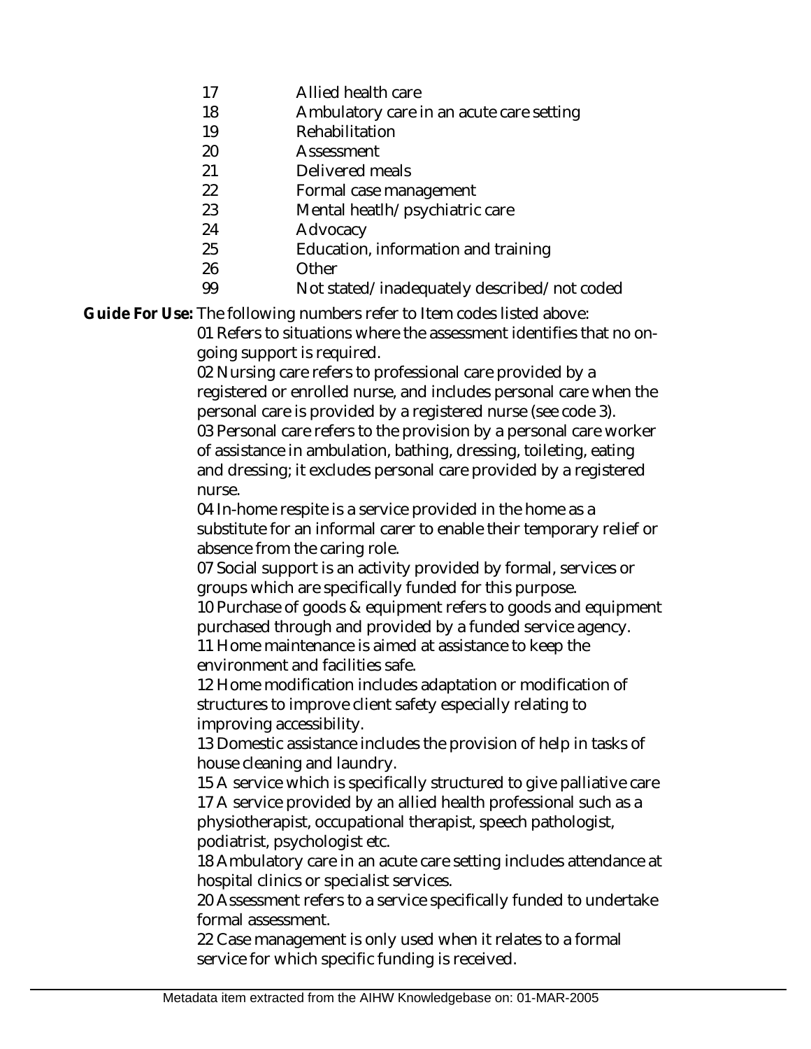| | |
|---|---|
| 17 | Allied health care |
| 18 | Ambulatory care in an acute care setting |
| 19 | Rehabilitation |
| 20 | Assessment |
| 21 | Delivered meals |
| 22 | Formal case management |
| 23 | Mental heatlh/psychiatric care |
| 24 | Advocacy |
| 25 | Education, information and training |
| 26 | Other |
| 99 | Not stated/inadequately described/not coded |

**Guide For Use:** The following numbers refer to Item codes listed above:

01 Refers to situations where the assessment identifies that no on-going support is required.

02 Nursing care refers to professional care provided by a registered or enrolled nurse, and includes personal care when the personal care is provided by a registered nurse (see code 3).

03 Personal care refers to the provision by a personal care worker of assistance in ambulation, bathing, dressing, toileting, eating and dressing; it excludes personal care provided by a registered nurse.

04 In-home respite is a service provided in the home as a substitute for an informal carer to enable their temporary relief or absence from the caring role.

07 Social support is an activity provided by formal, services or groups which are specifically funded for this purpose.

10 Purchase of goods & equipment refers to goods and equipment purchased through and provided by a funded service agency.

11 Home maintenance is aimed at assistance to keep the environment and facilities safe.

12 Home modification includes adaptation or modification of structures to improve client safety especially relating to improving accessibility.

13 Domestic assistance includes the provision of help in tasks of house cleaning and laundry.

15 A service which is specifically structured to give palliative care

17 A service provided by an allied health professional such as a physiotherapist, occupational therapist, speech pathologist, podiatrist, psychologist etc.

18 Ambulatory care in an acute care setting includes attendance at hospital clinics or specialist services.

20 Assessment refers to a service specifically funded to undertake formal assessment.

22 Case management is only used when it relates to a formal service for which specific funding is received.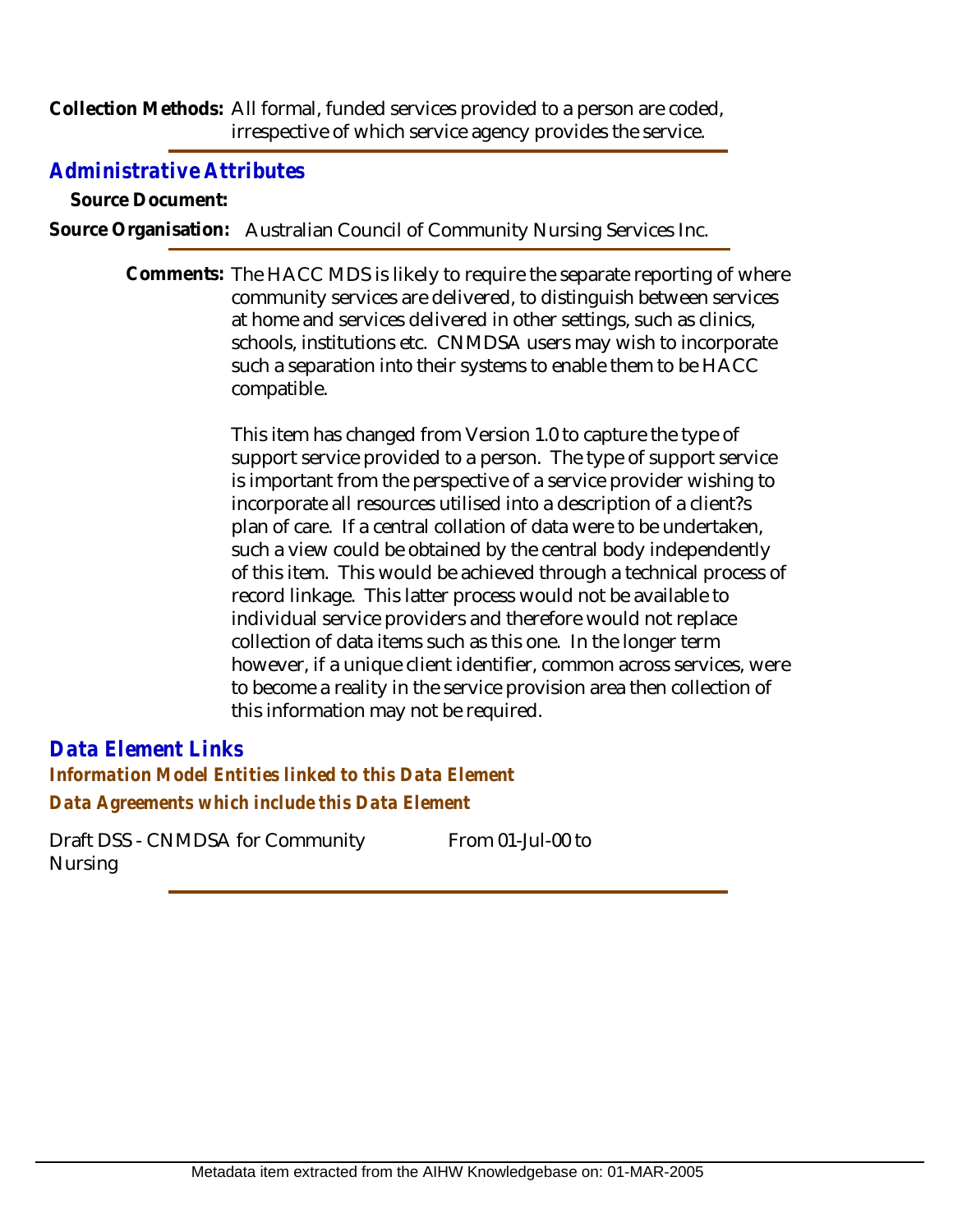**Collection Methods:** All formal, funded services provided to a person are coded, irrespective of which service agency provides the service.

## *Administrative Attributes*

**Source Document:**

**Source Organisation:** Australian Council of Community Nursing Services Inc.

**Comments:** The HACC MDS is likely to require the separate reporting of where community services are delivered, to distinguish between services at home and services delivered in other settings, such as clinics, schools, institutions etc. CNMDSA users may wish to incorporate such a separation into their systems to enable them to be HACC compatible.

This item has changed from Version 1.0 to capture the type of support service provided to a person. The type of support service is important from the perspective of a service provider wishing to incorporate all resources utilised into a description of a client?s plan of care. If a central collation of data were to be undertaken, such a view could be obtained by the central body independently of this item. This would be achieved through a technical process of record linkage. This latter process would not be available to individual service providers and therefore would not replace collection of data items such as this one. In the longer term however, if a unique client identifier, common across services, were to become a reality in the service provision area then collection of this information may not be required.

## *Data Element Links*

### *Information Model Entities linked to this Data Element*

### *Data Agreements which include this Data Element*

| | |
|---|---|
| Draft DSS - CNMDSA for Community Nursing | From 01-Jul-00 to |

Metadata item extracted from the AIHW Knowledgebase on: 01-MAR-2005